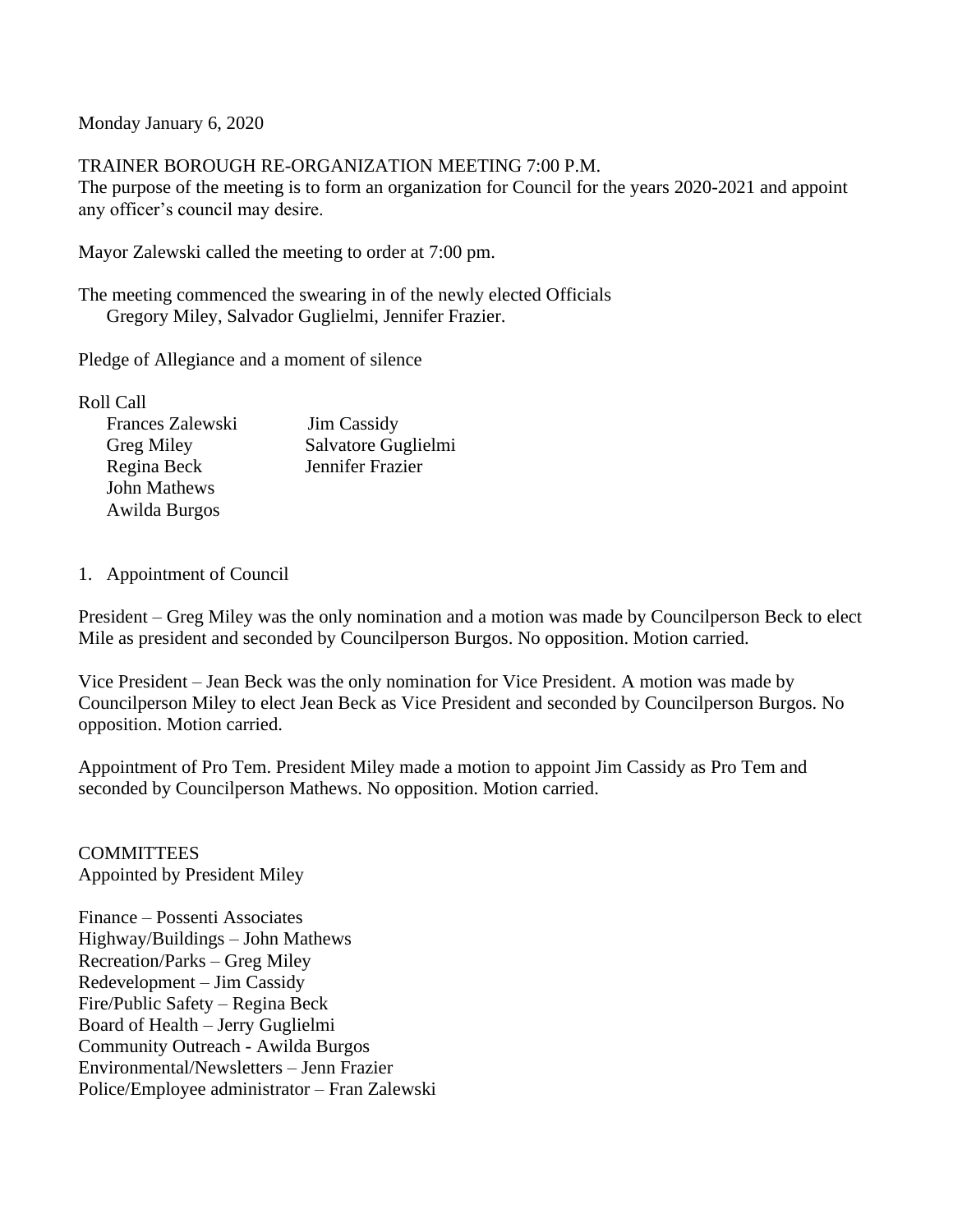Monday January 6, 2020

TRAINER BOROUGH RE-ORGANIZATION MEETING 7:00 P.M.
The purpose of the meeting is to form an organization for Council for the years 2020-2021 and appoint any officer's council may desire.

Mayor Zalewski called the meeting to order at 7:00 pm.

The meeting commenced the swearing in of the newly elected Officials
Gregory Miley, Salvador Guglielmi, Jennifer Frazier.

Pledge of Allegiance and a moment of silence

Roll Call

| | |
|---|---|
| Frances Zalewski | Jim Cassidy |
| Greg Miley | Salvatore Guglielmi |
| Regina Beck | Jennifer Frazier |
| John Mathews | |
| Awilda Burgos | |

1. Appointment of Council

President – Greg Miley was the only nomination and a motion was made by Councilperson Beck to elect Mile as president and seconded by Councilperson Burgos. No opposition. Motion carried.

Vice President – Jean Beck was the only nomination for Vice President. A motion was made by Councilperson Miley to elect Jean Beck as Vice President and seconded by Councilperson Burgos. No opposition. Motion carried.

Appointment of Pro Tem. President Miley made a motion to appoint Jim Cassidy as Pro Tem and seconded by Councilperson Mathews. No opposition. Motion carried.

COMMITTEES
Appointed by President Miley

Finance – Possenti Associates
Highway/Buildings – John Mathews
Recreation/Parks – Greg Miley
Redevelopment – Jim Cassidy
Fire/Public Safety – Regina Beck
Board of Health – Jerry Guglielmi
Community Outreach - Awilda Burgos
Environmental/Newsletters – Jenn Frazier
Police/Employee administrator – Fran Zalewski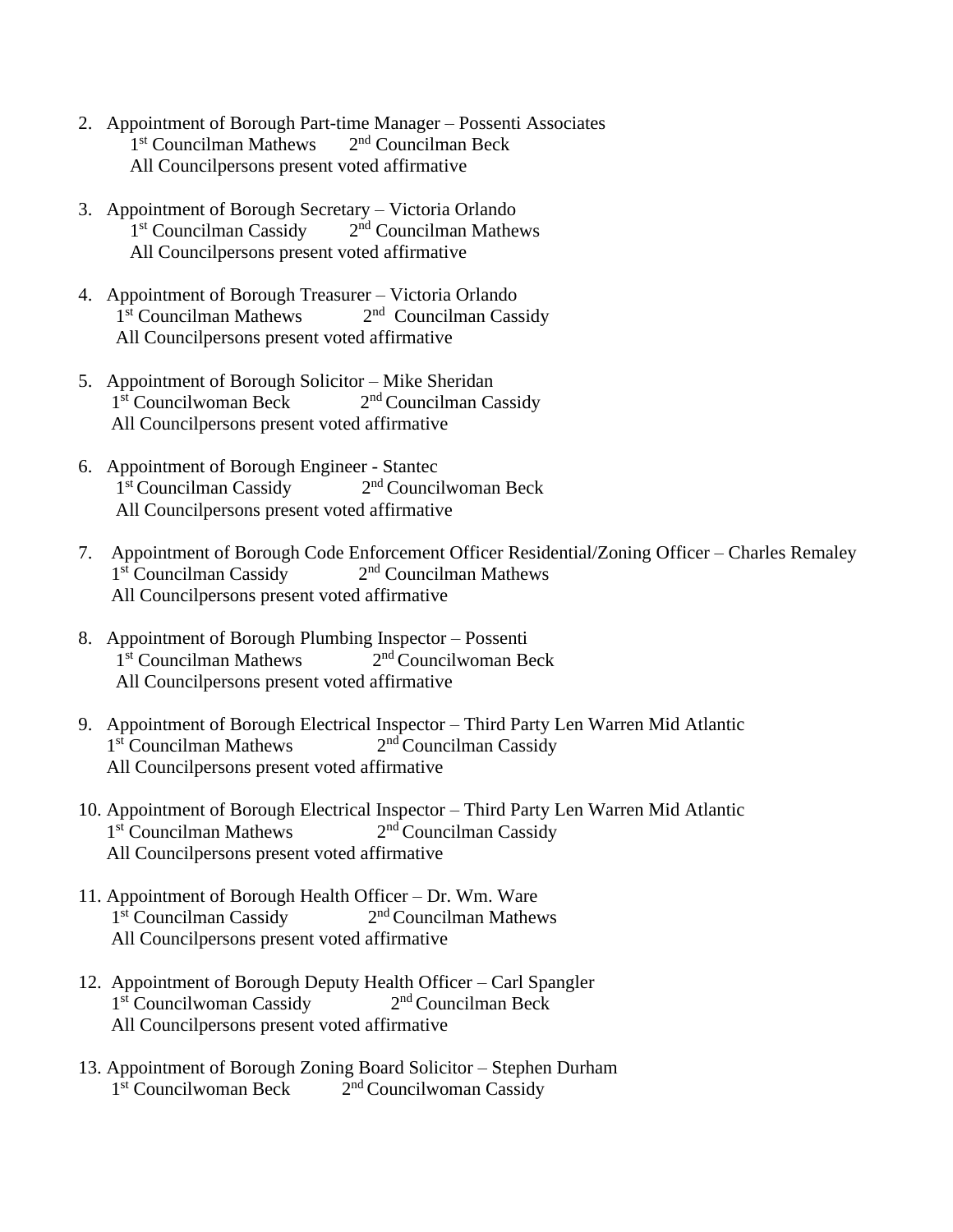2. Appointment of Borough Part-time Manager – Possenti Associates
   1st Councilman Mathews   2nd Councilman Beck
   All Councilpersons present voted affirmative

3. Appointment of Borough Secretary – Victoria Orlando
   1st Councilman Cassidy   2nd Councilman Mathews
   All Councilpersons present voted affirmative

4. Appointment of Borough Treasurer – Victoria Orlando
   1st Councilman Mathews   2nd Councilman Cassidy
   All Councilpersons present voted affirmative

5. Appointment of Borough Solicitor – Mike Sheridan
   1st Councilwoman Beck   2nd Councilman Cassidy
   All Councilpersons present voted affirmative

6. Appointment of Borough Engineer - Stantec
   1st Councilman Cassidy   2nd Councilwoman Beck
   All Councilpersons present voted affirmative

7. Appointment of Borough Code Enforcement Officer Residential/Zoning Officer – Charles Remaley
   1st Councilman Cassidy   2nd Councilman Mathews
   All Councilpersons present voted affirmative

8. Appointment of Borough Plumbing Inspector – Possenti
   1st Councilman Mathews   2nd Councilwoman Beck
   All Councilpersons present voted affirmative

9. Appointment of Borough Electrical Inspector – Third Party Len Warren Mid Atlantic
   1st Councilman Mathews   2nd Councilman Cassidy
   All Councilpersons present voted affirmative

10. Appointment of Borough Electrical Inspector – Third Party Len Warren Mid Atlantic
    1st Councilman Mathews   2nd Councilman Cassidy
    All Councilpersons present voted affirmative

11. Appointment of Borough Health Officer – Dr. Wm. Ware
    1st Councilman Cassidy   2nd Councilman Mathews
    All Councilpersons present voted affirmative

12. Appointment of Borough Deputy Health Officer – Carl Spangler
    1st Councilwoman Cassidy   2nd Councilman Beck
    All Councilpersons present voted affirmative

13. Appointment of Borough Zoning Board Solicitor – Stephen Durham
    1st Councilwoman Beck   2nd Councilwoman Cassidy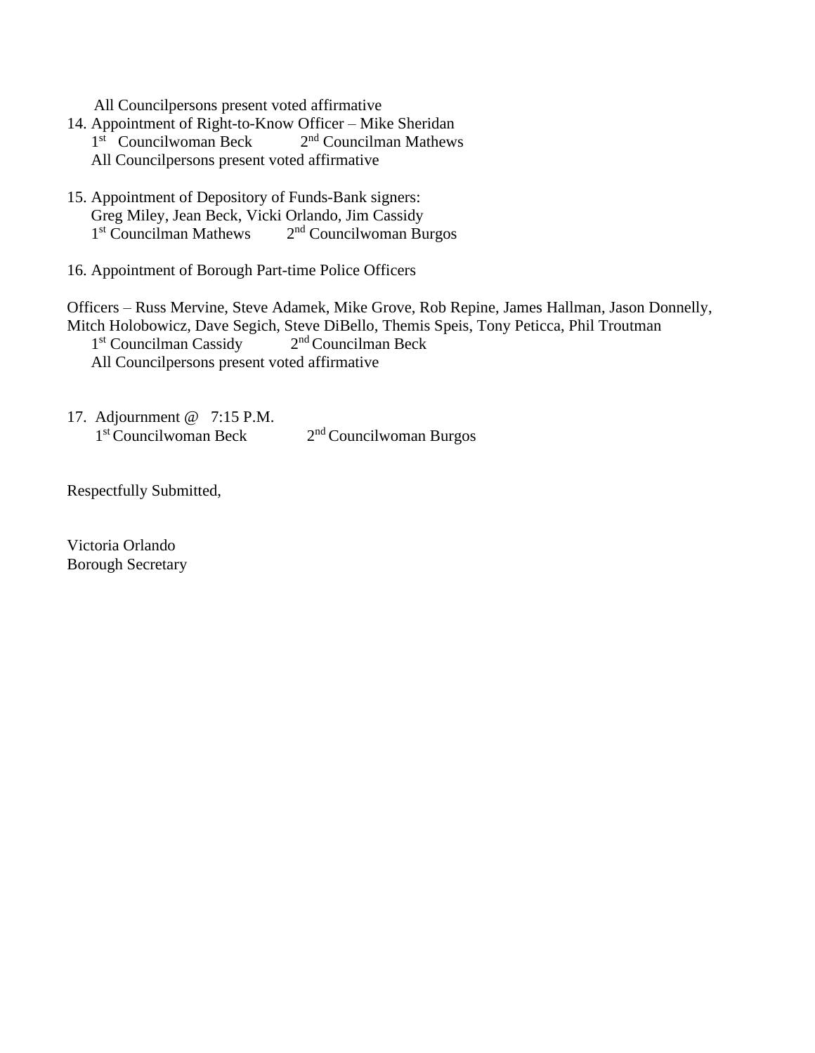All Councilpersons present voted affirmative

14. Appointment of Right-to-Know Officer – Mike Sheridan
    1st Councilwoman Beck    2nd Councilman Mathews
    All Councilpersons present voted affirmative

15. Appointment of Depository of Funds-Bank signers:
    Greg Miley, Jean Beck, Vicki Orlando, Jim Cassidy
    1st Councilman Mathews    2nd Councilwoman Burgos

16. Appointment of Borough Part-time Police Officers

Officers – Russ Mervine, Steve Adamek, Mike Grove, Rob Repine, James Hallman, Jason Donnelly, Mitch Holobowicz, Dave Segich, Steve DiBello, Themis Speis, Tony Peticca, Phil Troutman
    1st Councilman Cassidy    2nd Councilman Beck
    All Councilpersons present voted affirmative

17. Adjournment @ 7:15 P.M.
    1st Councilwoman Beck    2nd Councilwoman Burgos

Respectfully Submitted,

Victoria Orlando
Borough Secretary